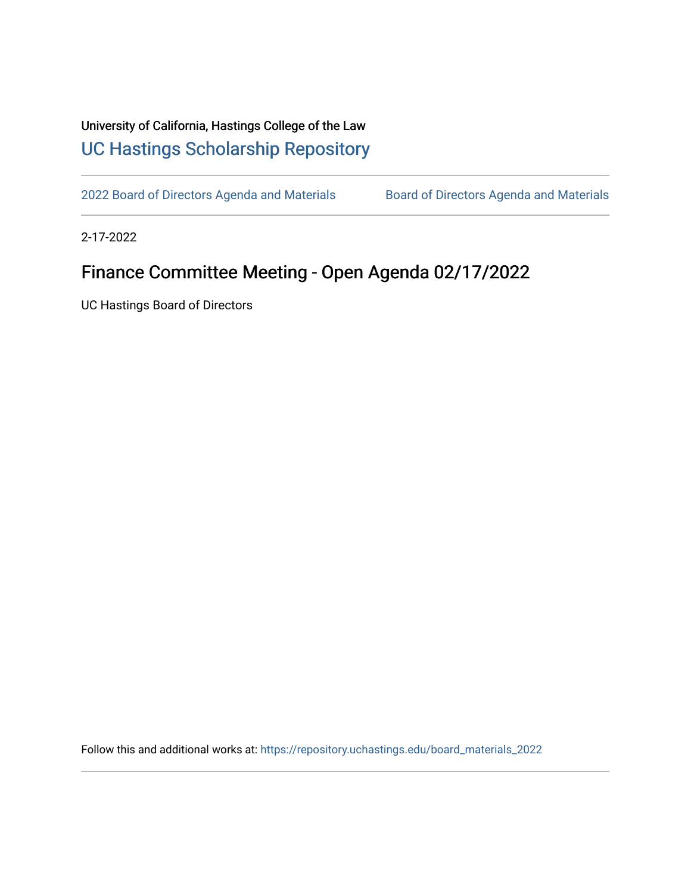University of California, Hastings College of the Law

[UC Hastings Scholarship Repository](https://repository.uchastings.edu/)

---

2022 Board of Directors Agenda and Materials | Board of Directors Agenda and Materials

---

2-17-2022

# Finance Committee Meeting - Open Agenda 02/17/2022

UC Hastings Board of Directors

Follow this and additional works at: https://repository.uchastings.edu/board_materials_2022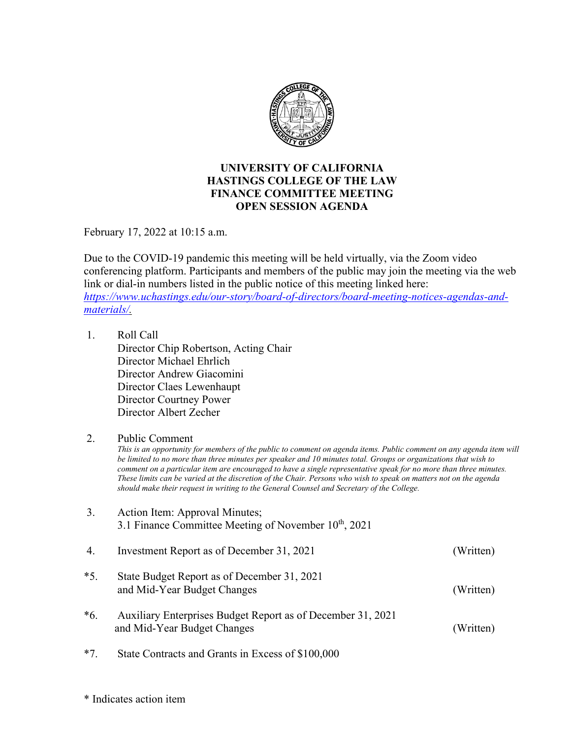**UNIVERSITY OF CALIFORNIA**
**HASTINGS COLLEGE OF THE LAW**
**FINANCE COMMITTEE MEETING**
**OPEN SESSION AGENDA**

February 17, 2022 at 10:15 a.m.

Due to the COVID-19 pandemic this meeting will be held virtually, via the Zoom video conferencing platform. Participants and members of the public may join the meeting via the web link or dial-in numbers listed in the public notice of this meeting linked here: *https://www.uchastings.edu/our-story/board-of-directors/board-meeting-notices-agendas-and-materials/.*

1. Roll Call
   Director Chip Robertson, Acting Chair
   Director Michael Ehrlich
   Director Andrew Giacomini
   Director Claes Lewenhaupt
   Director Courtney Power
   Director Albert Zecher

2. Public Comment
   *This is an opportunity for members of the public to comment on agenda items. Public comment on any agenda item will be limited to no more than three minutes per speaker and 10 minutes total. Groups or organizations that wish to comment on a particular item are encouraged to have a single representative speak for no more than three minutes. These limits can be varied at the discretion of the Chair. Persons who wish to speak on matters not on the agenda should make their request in writing to the General Counsel and Secretary of the College.*

3. Action Item: Approval Minutes;
   3.1 Finance Committee Meeting of November 10th, 2021

4. Investment Report as of December 31, 2021 (Written)

*5. State Budget Report as of December 31, 2021 and Mid-Year Budget Changes (Written)

*6. Auxiliary Enterprises Budget Report as of December 31, 2021 and Mid-Year Budget Changes (Written)

*7. State Contracts and Grants in Excess of $100,000

\* Indicates action item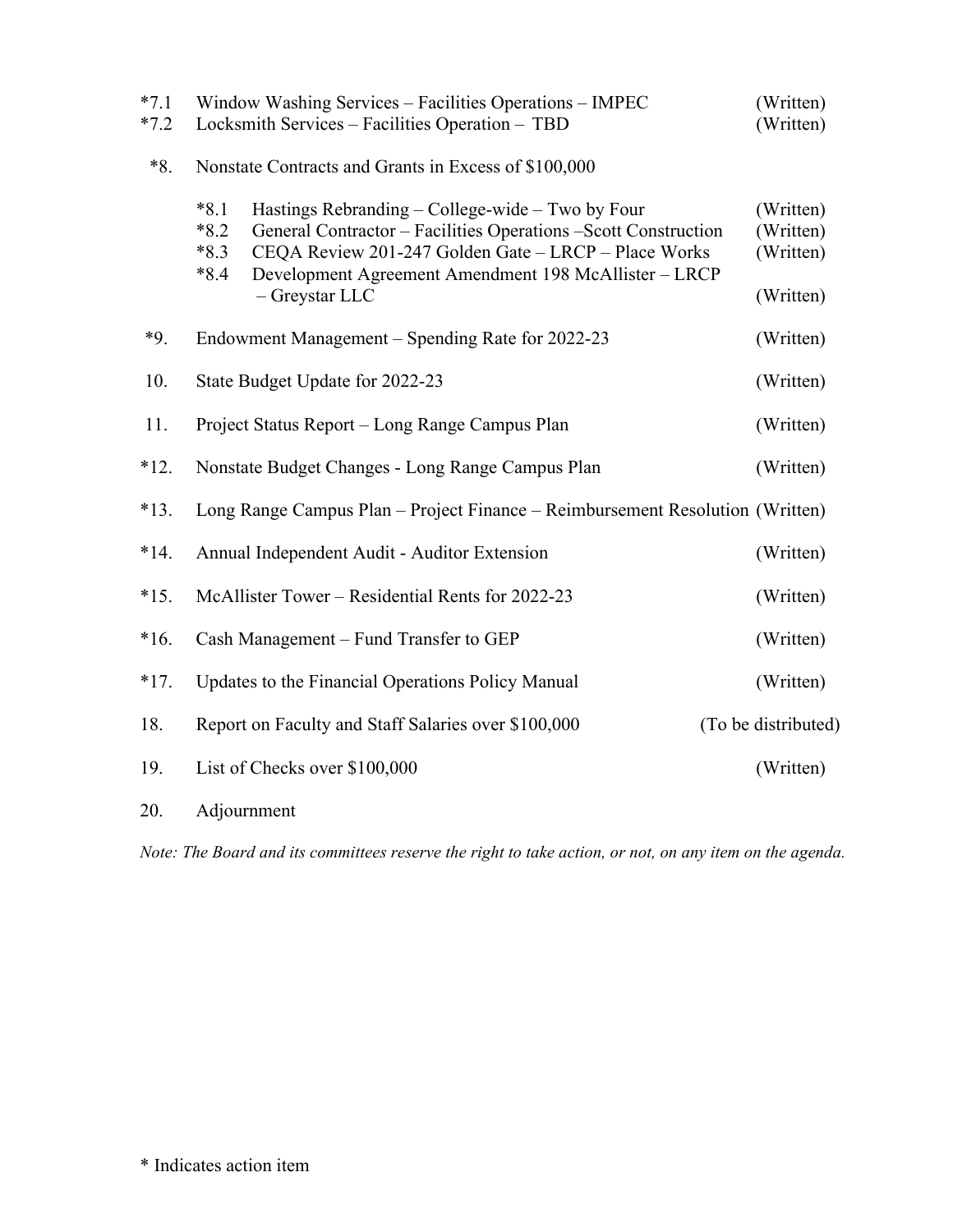*7.1 Window Washing Services – Facilities Operations – IMPEC (Written)
*7.2 Locksmith Services – Facilities Operation – TBD (Written)

*8. Nonstate Contracts and Grants in Excess of $100,000

*8.1 Hastings Rebranding – College-wide – Two by Four (Written)
*8.2 General Contractor – Facilities Operations –Scott Construction (Written)
*8.3 CEQA Review 201-247 Golden Gate – LRCP – Place Works (Written)
*8.4 Development Agreement Amendment 198 McAllister – LRCP – Greystar LLC (Written)

*9. Endowment Management – Spending Rate for 2022-23 (Written)

10. State Budget Update for 2022-23 (Written)

11. Project Status Report – Long Range Campus Plan (Written)

*12. Nonstate Budget Changes - Long Range Campus Plan (Written)

*13. Long Range Campus Plan – Project Finance – Reimbursement Resolution (Written)

*14. Annual Independent Audit - Auditor Extension (Written)

*15. McAllister Tower – Residential Rents for 2022-23 (Written)

*16. Cash Management – Fund Transfer to GEP (Written)

*17. Updates to the Financial Operations Policy Manual (Written)

18. Report on Faculty and Staff Salaries over $100,000 (To be distributed)

19. List of Checks over $100,000 (Written)

20. Adjournment

*Note: The Board and its committees reserve the right to take action, or not, on any item on the agenda.*

\* Indicates action item